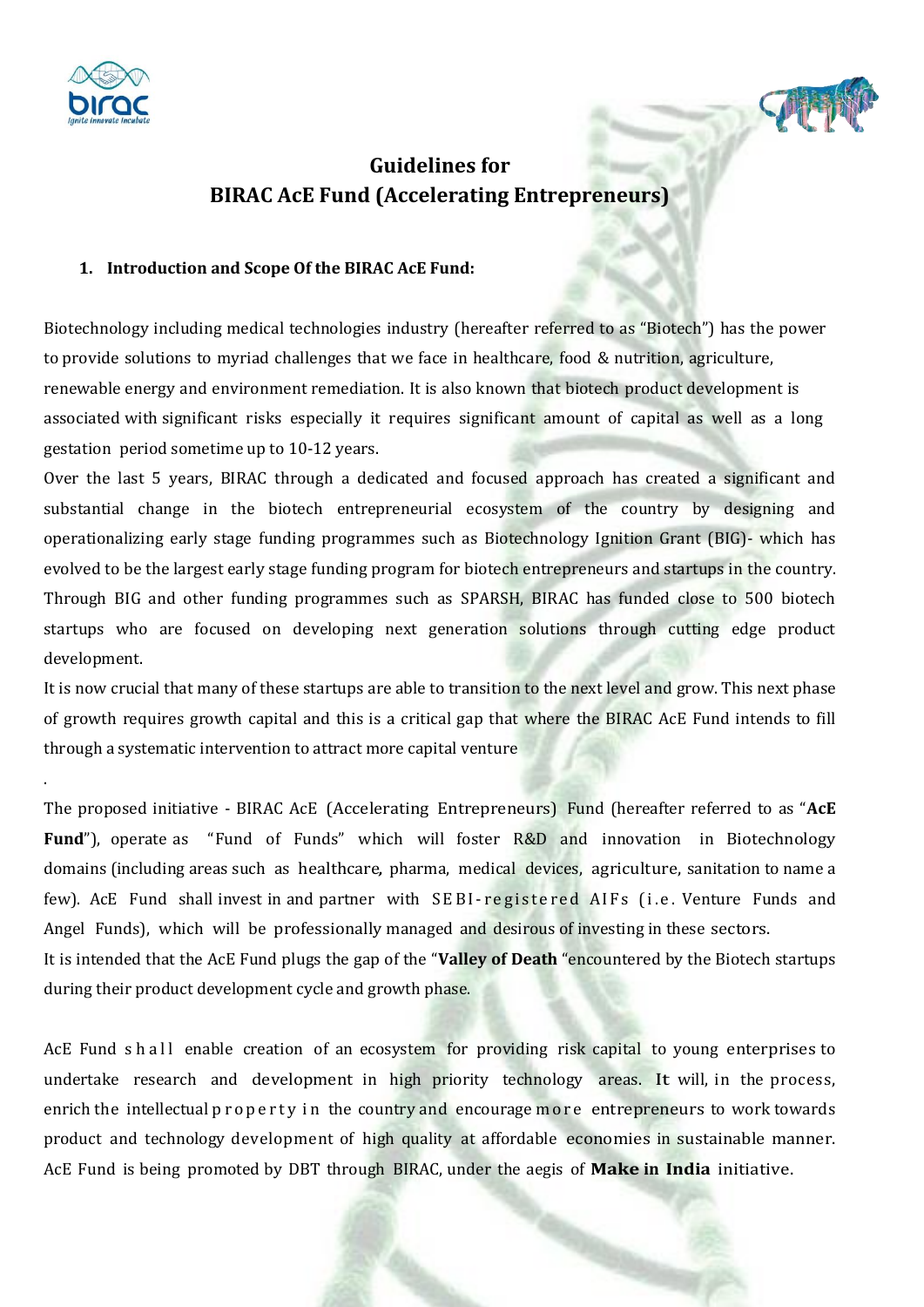# Guidelines for BIRAC AcE Fund (Accelerating Entrepreneurs)

## 1. Introduction and Scope Of the BIRAC AcE Fund:

Biotechnology including medical technologies industry (hereafter referred to as "Biotech") has the power to provide solutions to myriad challenges that we face in healthcare, food & nutrition, agriculture, renewable energy and environment remediation. It is also known that biotech product development is associated with significant risks especially it requires significant amount of capital as well as a long gestation period sometime up to 10-12 years.

Over the last 5 years, BIRAC through a dedicated and focused approach has created a significant and substantial change in the biotech entrepreneurial ecosystem of the country by designing and operationalizing early stage funding programmes such as Biotechnology Ignition Grant (BIG)- which has evolved to be the largest early stage funding program for biotech entrepreneurs and startups in the country. Through BIG and other funding programmes such as SPARSH, BIRAC has funded close to 500 biotech startups who are focused on developing next generation solutions through cutting edge product development.

It is now crucial that many of these startups are able to transition to the next level and grow. This next phase of growth requires growth capital and this is a critical gap that where the BIRAC AcE Fund intends to fill through a systematic intervention to attract more capital venture

.

The proposed initiative - BIRAC AcE (Accelerating Entrepreneurs) Fund (hereafter referred to as "**AcE Fund**"), operate as "Fund of Funds" which will foster R&D and innovation in Biotechnology domains (including areas such as healthcare, pharma, medical devices, agriculture, sanitation to name a few). AcE Fund shall invest in and partner with SEBI-registered AIFs (i.e. Venture Funds and Angel Funds), which will be professionally managed and desirous of investing in these sectors.

It is intended that the AcE Fund plugs the gap of the "**Valley of Death** "encountered by the Biotech startups during their product development cycle and growth phase.

AcE Fund shall enable creation of an ecosystem for providing risk capital to young enterprises to undertake research and development in high priority technology areas. It will, in the process, enrich the intellectual property in the country and encourage more entrepreneurs to work towards product and technology development of high quality at affordable economies in sustainable manner. AcE Fund is being promoted by DBT through BIRAC, under the aegis of **Make in India** initiative.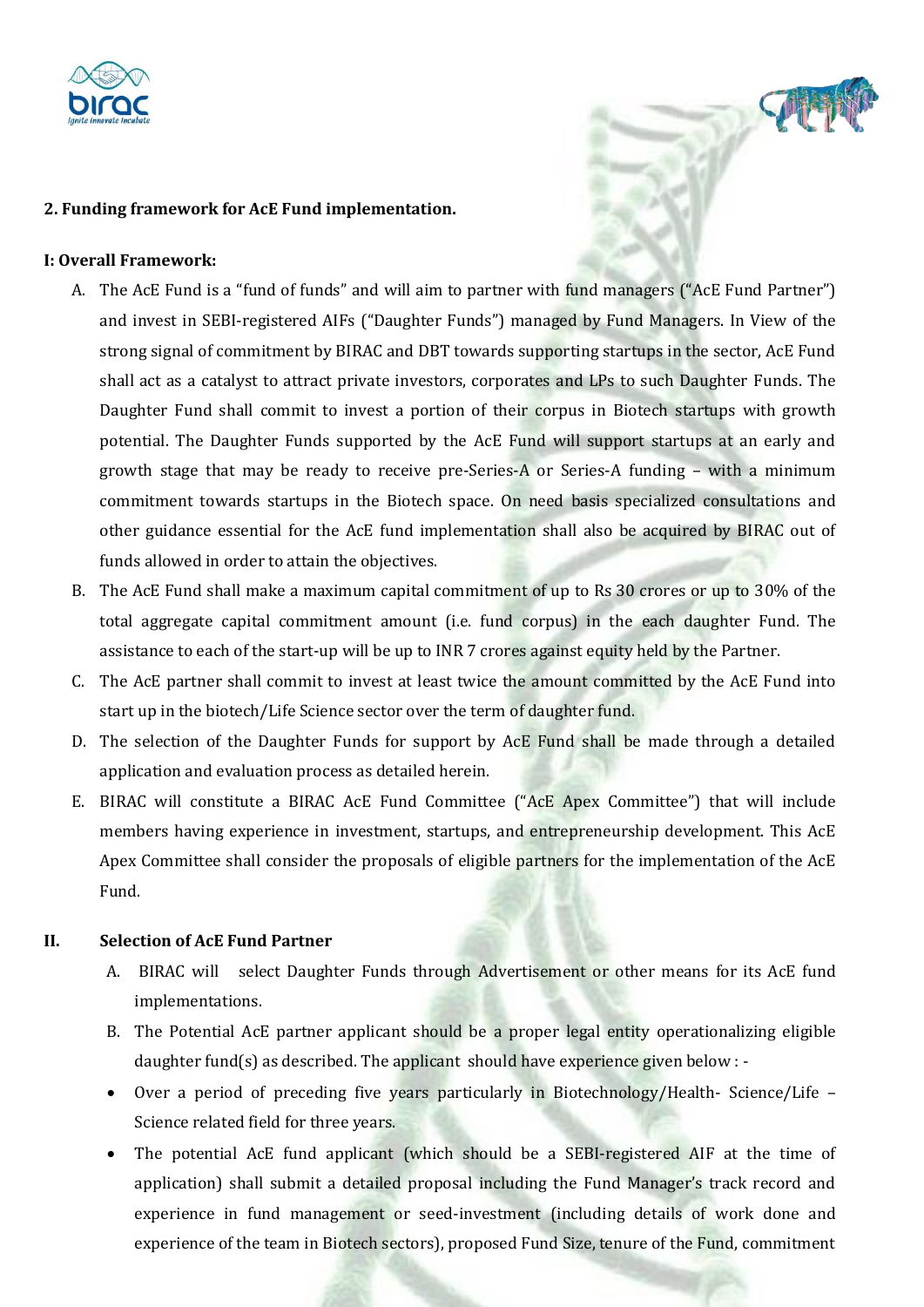**2. Funding framework for AcE Fund implementation.**

**I: Overall Framework:**

A. The AcE Fund is a "fund of funds" and will aim to partner with fund managers ("AcE Fund Partner") and invest in SEBI-registered AIFs ("Daughter Funds") managed by Fund Managers. In View of the strong signal of commitment by BIRAC and DBT towards supporting startups in the sector, AcE Fund shall act as a catalyst to attract private investors, corporates and LPs to such Daughter Funds. The Daughter Fund shall commit to invest a portion of their corpus in Biotech startups with growth potential. The Daughter Funds supported by the AcE Fund will support startups at an early and growth stage that may be ready to receive pre-Series-A or Series-A funding – with a minimum commitment towards startups in the Biotech space. On need basis specialized consultations and other guidance essential for the AcE fund implementation shall also be acquired by BIRAC out of funds allowed in order to attain the objectives.

B. The AcE Fund shall make a maximum capital commitment of up to Rs 30 crores or up to 30% of the total aggregate capital commitment amount (i.e. fund corpus) in the each daughter Fund. The assistance to each of the start-up will be up to INR 7 crores against equity held by the Partner.

C. The AcE partner shall commit to invest at least twice the amount committed by the AcE Fund into start up in the biotech/Life Science sector over the term of daughter fund.

D. The selection of the Daughter Funds for support by AcE Fund shall be made through a detailed application and evaluation process as detailed herein.

E. BIRAC will constitute a BIRAC AcE Fund Committee ("AcE Apex Committee") that will include members having experience in investment, startups, and entrepreneurship development. This AcE Apex Committee shall consider the proposals of eligible partners for the implementation of the AcE Fund.

**II. Selection of AcE Fund Partner**

A. BIRAC will select Daughter Funds through Advertisement or other means for its AcE fund implementations.

B. The Potential AcE partner applicant should be a proper legal entity operationalizing eligible daughter fund(s) as described. The applicant should have experience given below : -

- Over a period of preceding five years particularly in Biotechnology/Health- Science/Life – Science related field for three years.
- The potential AcE fund applicant (which should be a SEBI-registered AIF at the time of application) shall submit a detailed proposal including the Fund Manager's track record and experience in fund management or seed-investment (including details of work done and experience of the team in Biotech sectors), proposed Fund Size, tenure of the Fund, commitment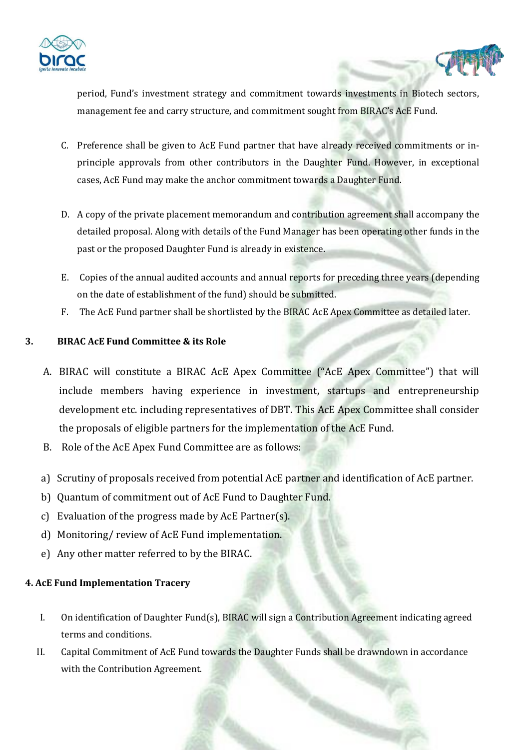period, Fund's investment strategy and commitment towards investments in Biotech sectors, management fee and carry structure, and commitment sought from BIRAC's AcE Fund.

C. Preference shall be given to AcE Fund partner that have already received commitments or in-principle approvals from other contributors in the Daughter Fund. However, in exceptional cases, AcE Fund may make the anchor commitment towards a Daughter Fund.

D. A copy of the private placement memorandum and contribution agreement shall accompany the detailed proposal. Along with details of the Fund Manager has been operating other funds in the past or the proposed Daughter Fund is already in existence.

E. Copies of the annual audited accounts and annual reports for preceding three years (depending on the date of establishment of the fund) should be submitted.

F. The AcE Fund partner shall be shortlisted by the BIRAC AcE Apex Committee as detailed later.

## 3. BIRAC AcE Fund Committee & its Role

A. BIRAC will constitute a BIRAC AcE Apex Committee ("AcE Apex Committee") that will include members having experience in investment, startups and entrepreneurship development etc. including representatives of DBT. This AcE Apex Committee shall consider the proposals of eligible partners for the implementation of the AcE Fund.

B. Role of the AcE Apex Fund Committee are as follows:

a) Scrutiny of proposals received from potential AcE partner and identification of AcE partner.

b) Quantum of commitment out of AcE Fund to Daughter Fund.

c) Evaluation of the progress made by AcE Partner(s).

d) Monitoring/ review of AcE Fund implementation.

e) Any other matter referred to by the BIRAC.

## 4. AcE Fund Implementation Tracery

I. On identification of Daughter Fund(s), BIRAC will sign a Contribution Agreement indicating agreed terms and conditions.

II. Capital Commitment of AcE Fund towards the Daughter Funds shall be drawndown in accordance with the Contribution Agreement.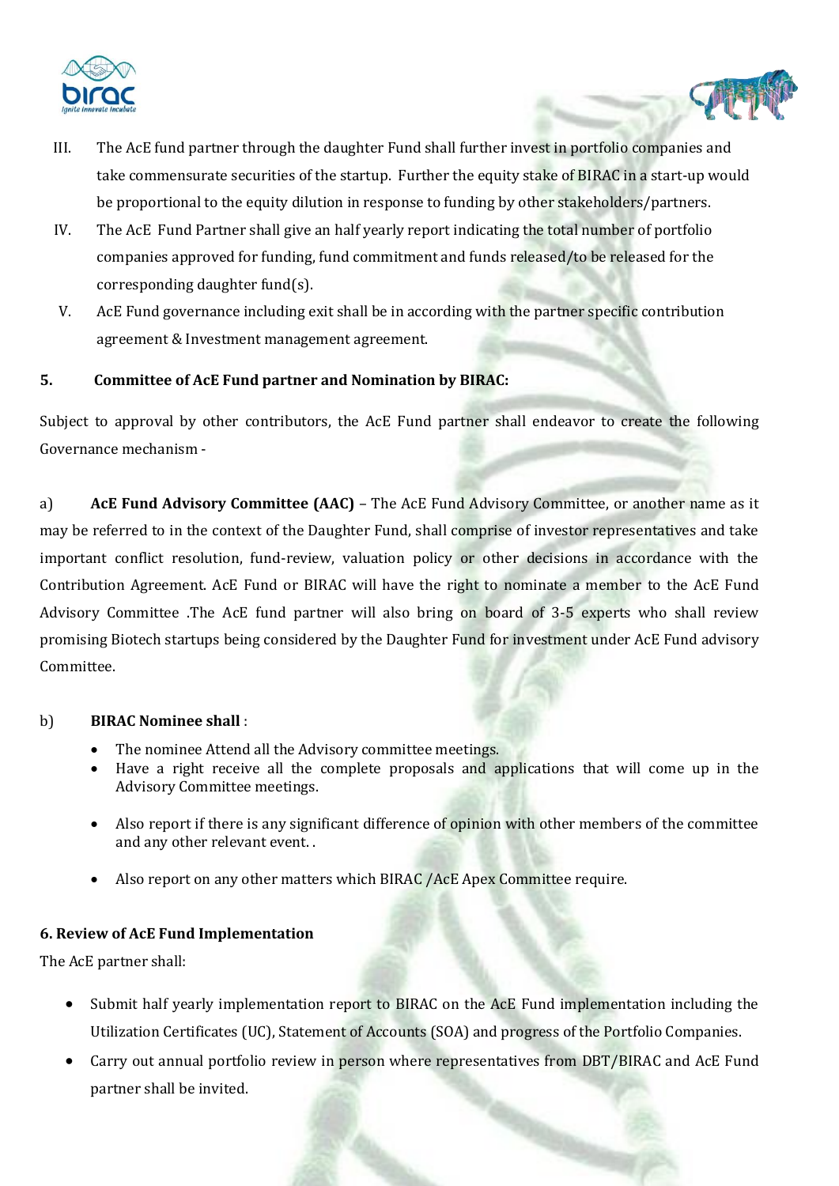III. The AcE fund partner through the daughter Fund shall further invest in portfolio companies and take commensurate securities of the startup. Further the equity stake of BIRAC in a start-up would be proportional to the equity dilution in response to funding by other stakeholders/partners.

IV. The AcE Fund Partner shall give an half yearly report indicating the total number of portfolio companies approved for funding, fund commitment and funds released/to be released for the corresponding daughter fund(s).

V. AcE Fund governance including exit shall be in according with the partner specific contribution agreement & Investment management agreement.

### 5. Committee of AcE Fund partner and Nomination by BIRAC:

Subject to approval by other contributors, the AcE Fund partner shall endeavor to create the following Governance mechanism -

a) **AcE Fund Advisory Committee (AAC)** – The AcE Fund Advisory Committee, or another name as it may be referred to in the context of the Daughter Fund, shall comprise of investor representatives and take important conflict resolution, fund-review, valuation policy or other decisions in accordance with the Contribution Agreement. AcE Fund or BIRAC will have the right to nominate a member to the AcE Fund Advisory Committee .The AcE fund partner will also bring on board of 3-5 experts who shall review promising Biotech startups being considered by the Daughter Fund for investment under AcE Fund advisory Committee.

b) **BIRAC Nominee shall** :

- The nominee Attend all the Advisory committee meetings.
- Have a right receive all the complete proposals and applications that will come up in the Advisory Committee meetings.
- Also report if there is any significant difference of opinion with other members of the committee and any other relevant event. .
- Also report on any other matters which BIRAC /AcE Apex Committee require.

### 6. Review of AcE Fund Implementation

The AcE partner shall:

- Submit half yearly implementation report to BIRAC on the AcE Fund implementation including the Utilization Certificates (UC), Statement of Accounts (SOA) and progress of the Portfolio Companies.
- Carry out annual portfolio review in person where representatives from DBT/BIRAC and AcE Fund partner shall be invited.